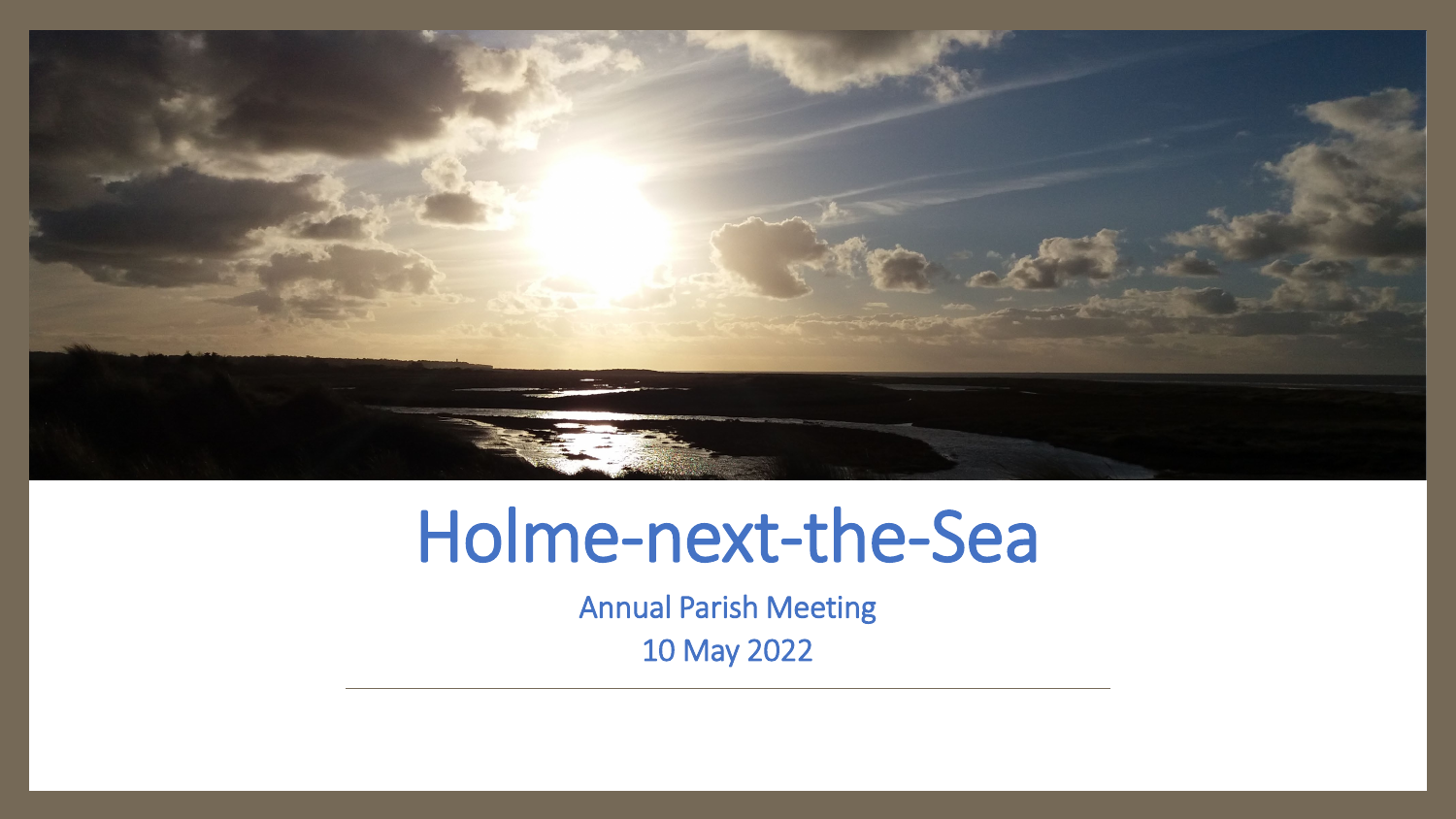# Holme-next-the-Sea

Annual Parish Meeting

10 May 2022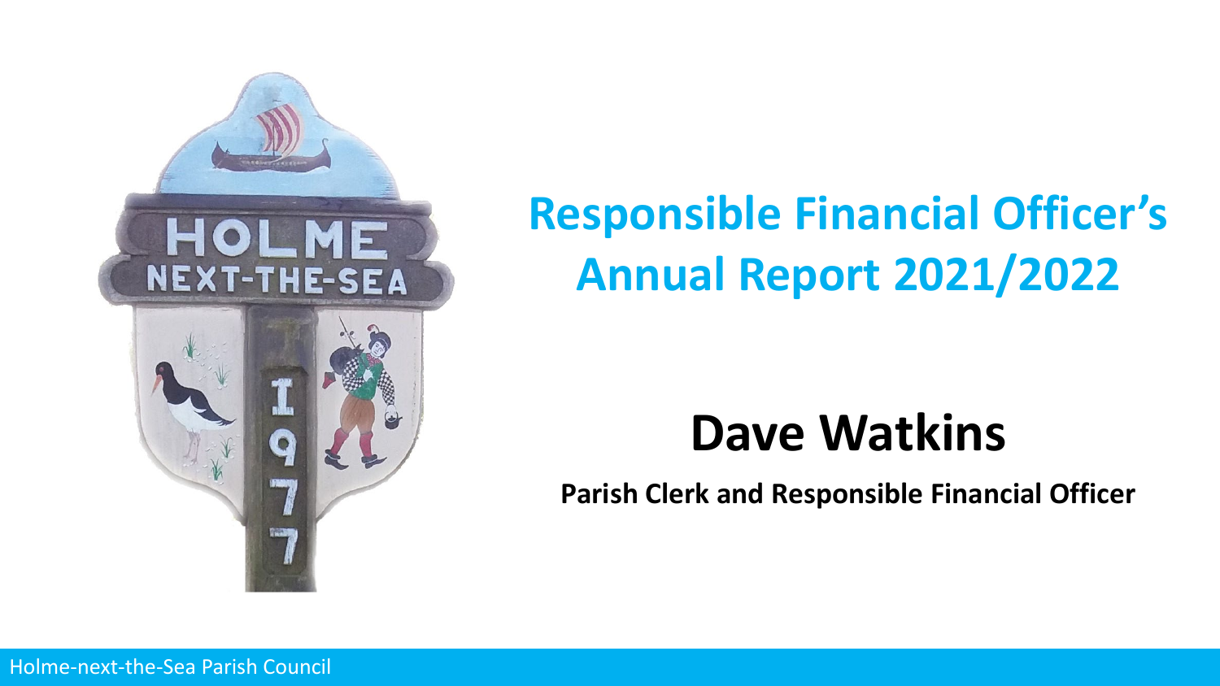# Responsible Financial Officer's Annual Report 2021/2022

## Dave Watkins

**Parish Clerk and Responsible Financial Officer**

Holme-next-the-Sea Parish Council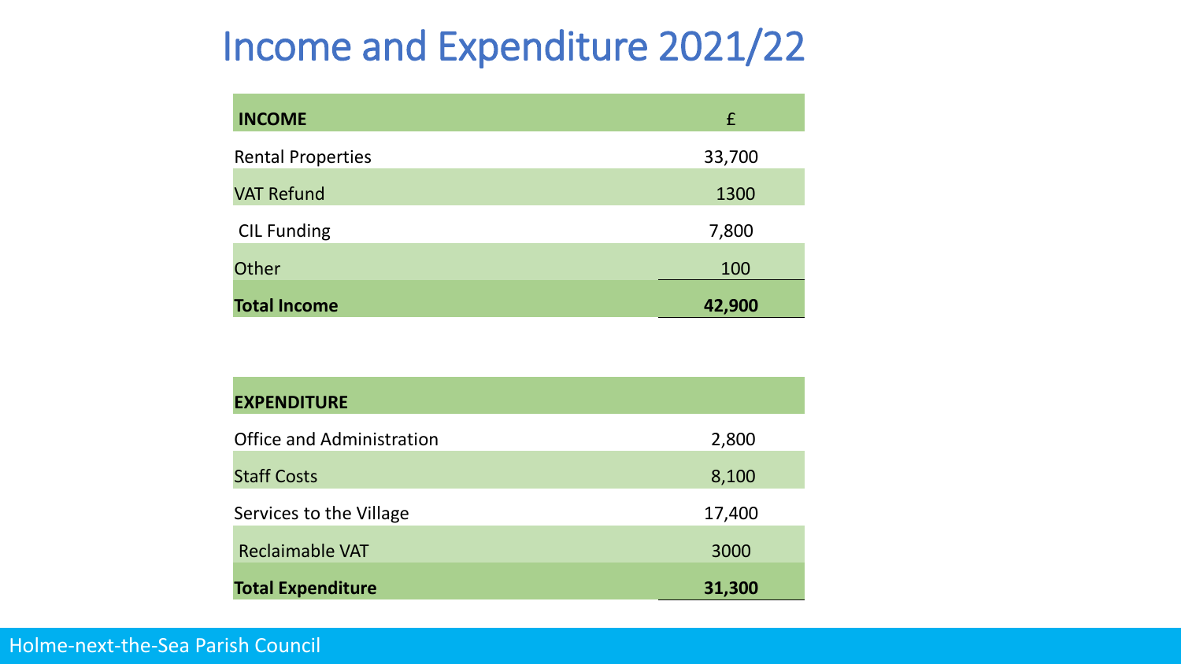# Income and Expenditure 2021/22

| INCOME | £ |
| --- | --- |
| Rental Properties | 33,700 |
| VAT Refund | 1300 |
| CIL Funding | 7,800 |
| Other | 100 |
| **Total Income** | **42,900** |

| EXPENDITURE | |
| --- | --- |
| Office and Administration | 2,800 |
| Staff Costs | 8,100 |
| Services to the Village | 17,400 |
| Reclaimable VAT | 3000 |
| **Total Expenditure** | **31,300** |

Holme-next-the-Sea Parish Council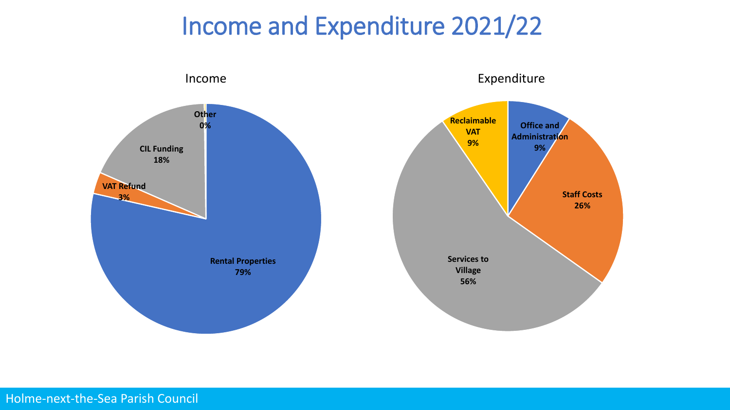# Income and Expenditure 2021/22

## Income

- Rental Properties 79%
- CIL Funding 18%
- VAT Refund 3%
- Other 0%

## Expenditure

- Services to Village 56%
- Staff Costs 26%
- Office and Administration 9%
- Reclaimable VAT 9%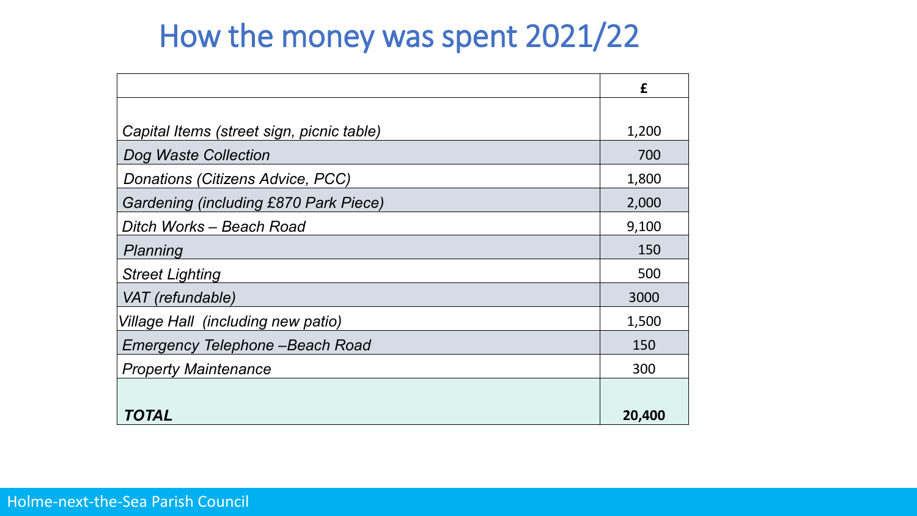# How the money was spent 2021/22

| | £ |
|---|---|
| *Capital Items (street sign, picnic table)* | 1,200 |
| *Dog Waste Collection* | 700 |
| *Donations (Citizens Advice, PCC)* | 1,800 |
| *Gardening (including £870 Park Piece)* | 2,000 |
| *Ditch Works – Beach Road* | 9,100 |
| *Planning* | 150 |
| *Street Lighting* | 500 |
| *VAT (refundable)* | 3000 |
| *Village Hall (including new patio)* | 1,500 |
| *Emergency Telephone –Beach Road* | 150 |
| *Property Maintenance* | 300 |
| ***TOTAL*** | **20,400** |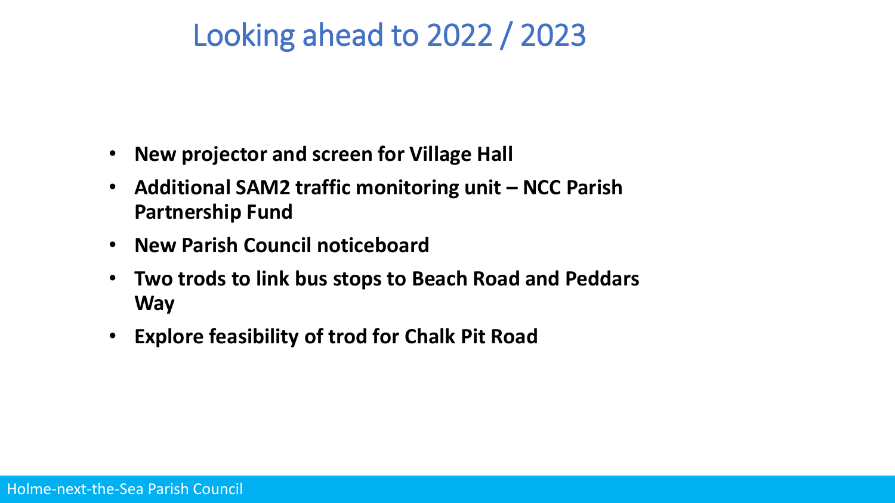# Looking ahead to 2022 / 2023

- **New projector and screen for Village Hall**
- **Additional SAM2 traffic monitoring unit – NCC Parish Partnership Fund**
- **New Parish Council noticeboard**
- **Two trods to link bus stops to Beach Road and Peddars Way**
- **Explore feasibility of trod for Chalk Pit Road**